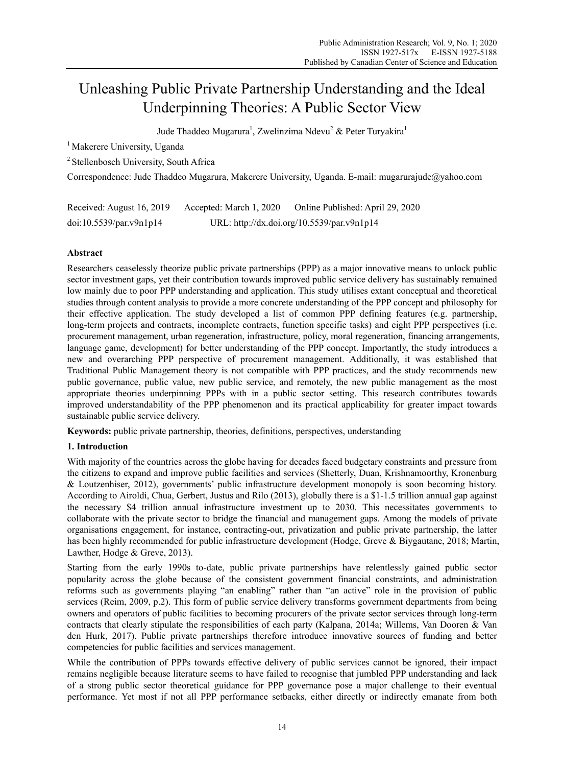# Unleashing Public Private Partnership Understanding and the Ideal Underpinning Theories: A Public Sector View

Jude Thaddeo Mugarura[1], Zwelinzima Ndevu[2] & Peter Turyakira[1]

[1] Makerere University, Uganda

[2] Stellenbosch University, South Africa

Correspondence: Jude Thaddeo Mugarura, Makerere University, Uganda. E-mail: mugarurajude@yahoo.com

Received: August 16, 2019 Accepted: March 1, 2020 Online Published: April 29, 2020

doi:10.5539/par.v9n1p14 URL: http://dx.doi.org/10.5539/par.v9n1p14

## Abstract

Researchers ceaselessly theorize public private partnerships (PPP) as a major innovative means to unlock public sector investment gaps, yet their contribution towards improved public service delivery has sustainably remained low mainly due to poor PPP understanding and application. This study utilises extant conceptual and theoretical studies through content analysis to provide a more concrete understanding of the PPP concept and philosophy for their effective application. The study developed a list of common PPP defining features (e.g. partnership, long-term projects and contracts, incomplete contracts, function specific tasks) and eight PPP perspectives (i.e. procurement management, urban regeneration, infrastructure, policy, moral regeneration, financing arrangements, language game, development) for better understanding of the PPP concept. Importantly, the study introduces a new and overarching PPP perspective of procurement management. Additionally, it was established that Traditional Public Management theory is not compatible with PPP practices, and the study recommends new public governance, public value, new public service, and remotely, the new public management as the most appropriate theories underpinning PPPs with in a public sector setting. This research contributes towards improved understandability of the PPP phenomenon and its practical applicability for greater impact towards sustainable public service delivery.

**Keywords:** public private partnership, theories, definitions, perspectives, understanding

## 1. Introduction

With majority of the countries across the globe having for decades faced budgetary constraints and pressure from the citizens to expand and improve public facilities and services (Shetterly, Duan, Krishnamoorthy, Kronenburg & Loutzenhiser, 2012), governments' public infrastructure development monopoly is soon becoming history. According to Airoldi, Chua, Gerbert, Justus and Rilo (2013), globally there is a $1-1.5 trillion annual gap against the necessary $4 trillion annual infrastructure investment up to 2030. This necessitates governments to collaborate with the private sector to bridge the financial and management gaps. Among the models of private organisations engagement, for instance, contracting-out, privatization and public private partnership, the latter has been highly recommended for public infrastructure development (Hodge, Greve & Biygautane, 2018; Martin, Lawther, Hodge & Greve, 2013).

Starting from the early 1990s to-date, public private partnerships have relentlessly gained public sector popularity across the globe because of the consistent government financial constraints, and administration reforms such as governments playing "an enabling" rather than "an active" role in the provision of public services (Reim, 2009, p.2). This form of public service delivery transforms government departments from being owners and operators of public facilities to becoming procurers of the private sector services through long-term contracts that clearly stipulate the responsibilities of each party (Kalpana, 2014a; Willems, Van Dooren & Van den Hurk, 2017). Public private partnerships therefore introduce innovative sources of funding and better competencies for public facilities and services management.

While the contribution of PPPs towards effective delivery of public services cannot be ignored, their impact remains negligible because literature seems to have failed to recognise that jumbled PPP understanding and lack of a strong public sector theoretical guidance for PPP governance pose a major challenge to their eventual performance. Yet most if not all PPP performance setbacks, either directly or indirectly emanate from both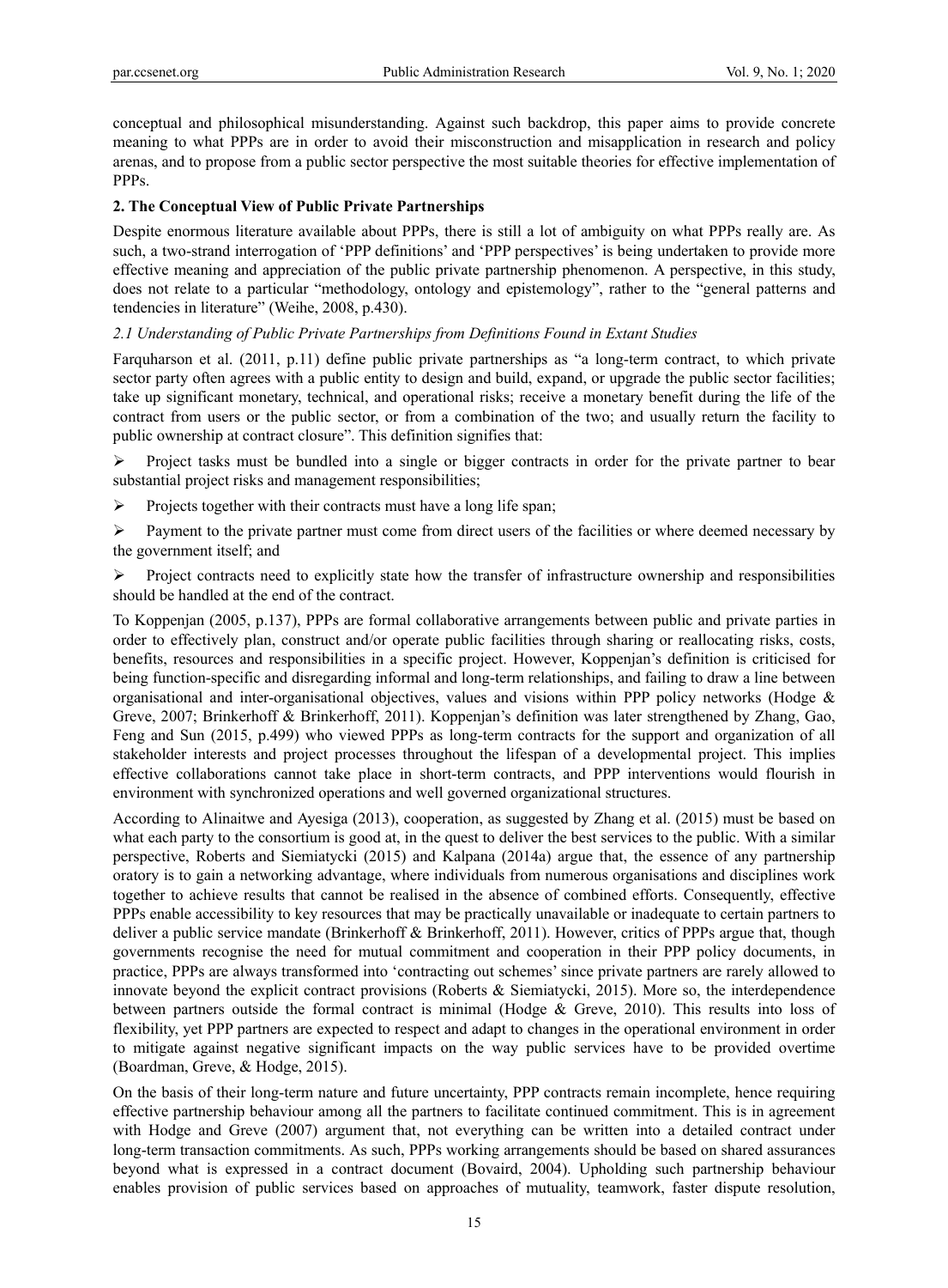conceptual and philosophical misunderstanding. Against such backdrop, this paper aims to provide concrete meaning to what PPPs are in order to avoid their misconstruction and misapplication in research and policy arenas, and to propose from a public sector perspective the most suitable theories for effective implementation of PPPs.

## 2. The Conceptual View of Public Private Partnerships

Despite enormous literature available about PPPs, there is still a lot of ambiguity on what PPPs really are. As such, a two-strand interrogation of 'PPP definitions' and 'PPP perspectives' is being undertaken to provide more effective meaning and appreciation of the public private partnership phenomenon. A perspective, in this study, does not relate to a particular "methodology, ontology and epistemology", rather to the "general patterns and tendencies in literature" (Weihe, 2008, p.430).

### *2.1 Understanding of Public Private Partnerships from Definitions Found in Extant Studies*

Farquharson et al. (2011, p.11) define public private partnerships as "a long-term contract, to which private sector party often agrees with a public entity to design and build, expand, or upgrade the public sector facilities; take up significant monetary, technical, and operational risks; receive a monetary benefit during the life of the contract from users or the public sector, or from a combination of the two; and usually return the facility to public ownership at contract closure". This definition signifies that:

- Project tasks must be bundled into a single or bigger contracts in order for the private partner to bear substantial project risks and management responsibilities;
- Projects together with their contracts must have a long life span;
- Payment to the private partner must come from direct users of the facilities or where deemed necessary by the government itself; and
- Project contracts need to explicitly state how the transfer of infrastructure ownership and responsibilities should be handled at the end of the contract.

To Koppenjan (2005, p.137), PPPs are formal collaborative arrangements between public and private parties in order to effectively plan, construct and/or operate public facilities through sharing or reallocating risks, costs, benefits, resources and responsibilities in a specific project. However, Koppenjan's definition is criticised for being function-specific and disregarding informal and long-term relationships, and failing to draw a line between organisational and inter-organisational objectives, values and visions within PPP policy networks (Hodge & Greve, 2007; Brinkerhoff & Brinkerhoff, 2011). Koppenjan's definition was later strengthened by Zhang, Gao, Feng and Sun (2015, p.499) who viewed PPPs as long-term contracts for the support and organization of all stakeholder interests and project processes throughout the lifespan of a developmental project. This implies effective collaborations cannot take place in short-term contracts, and PPP interventions would flourish in environment with synchronized operations and well governed organizational structures.

According to Alinaitwe and Ayesiga (2013), cooperation, as suggested by Zhang et al. (2015) must be based on what each party to the consortium is good at, in the quest to deliver the best services to the public. With a similar perspective, Roberts and Siemiatycki (2015) and Kalpana (2014a) argue that, the essence of any partnership oratory is to gain a networking advantage, where individuals from numerous organisations and disciplines work together to achieve results that cannot be realised in the absence of combined efforts. Consequently, effective PPPs enable accessibility to key resources that may be practically unavailable or inadequate to certain partners to deliver a public service mandate (Brinkerhoff & Brinkerhoff, 2011). However, critics of PPPs argue that, though governments recognise the need for mutual commitment and cooperation in their PPP policy documents, in practice, PPPs are always transformed into 'contracting out schemes' since private partners are rarely allowed to innovate beyond the explicit contract provisions (Roberts & Siemiatycki, 2015). More so, the interdependence between partners outside the formal contract is minimal (Hodge & Greve, 2010). This results into loss of flexibility, yet PPP partners are expected to respect and adapt to changes in the operational environment in order to mitigate against negative significant impacts on the way public services have to be provided overtime (Boardman, Greve, & Hodge, 2015).

On the basis of their long-term nature and future uncertainty, PPP contracts remain incomplete, hence requiring effective partnership behaviour among all the partners to facilitate continued commitment. This is in agreement with Hodge and Greve (2007) argument that, not everything can be written into a detailed contract under long-term transaction commitments. As such, PPPs working arrangements should be based on shared assurances beyond what is expressed in a contract document (Bovaird, 2004). Upholding such partnership behaviour enables provision of public services based on approaches of mutuality, teamwork, faster dispute resolution,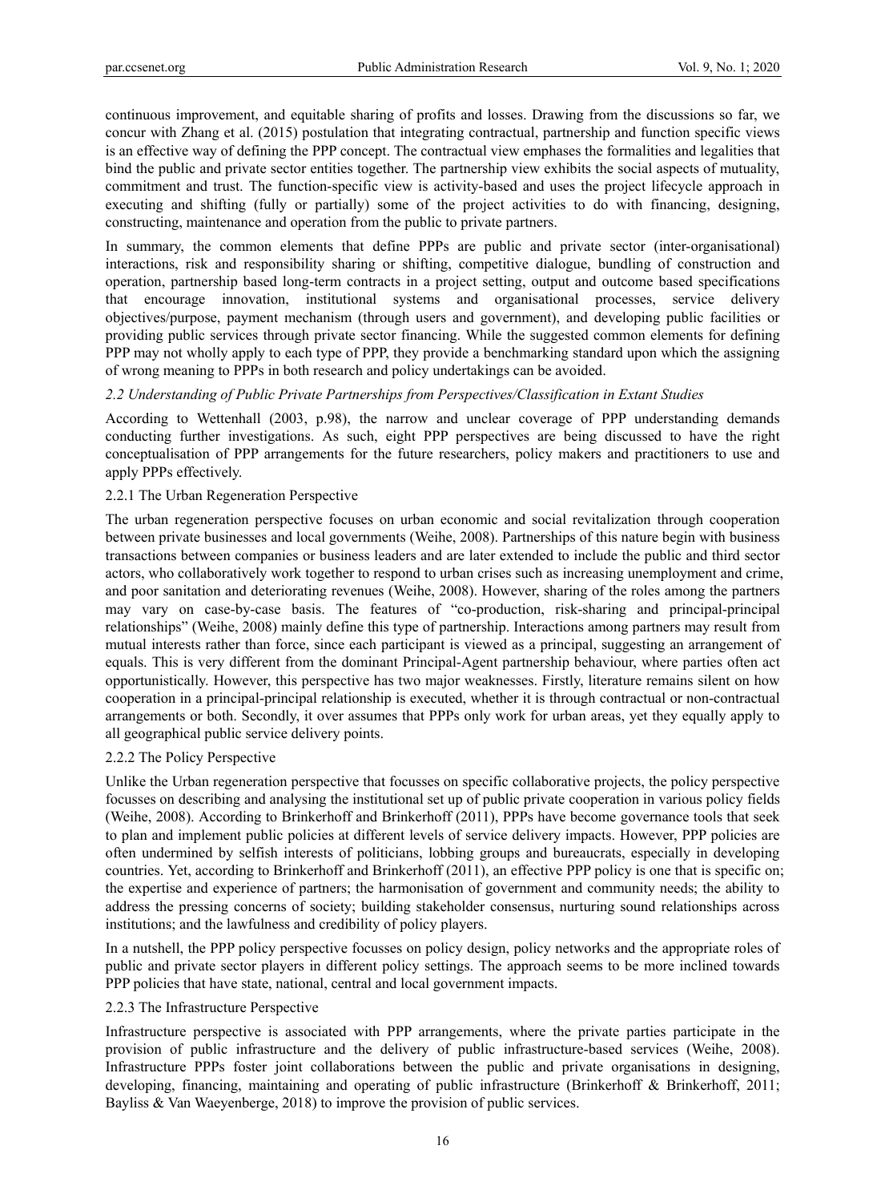continuous improvement, and equitable sharing of profits and losses. Drawing from the discussions so far, we concur with Zhang et al. (2015) postulation that integrating contractual, partnership and function specific views is an effective way of defining the PPP concept. The contractual view emphases the formalities and legalities that bind the public and private sector entities together. The partnership view exhibits the social aspects of mutuality, commitment and trust. The function-specific view is activity-based and uses the project lifecycle approach in executing and shifting (fully or partially) some of the project activities to do with financing, designing, constructing, maintenance and operation from the public to private partners.

In summary, the common elements that define PPPs are public and private sector (inter-organisational) interactions, risk and responsibility sharing or shifting, competitive dialogue, bundling of construction and operation, partnership based long-term contracts in a project setting, output and outcome based specifications that encourage innovation, institutional systems and organisational processes, service delivery objectives/purpose, payment mechanism (through users and government), and developing public facilities or providing public services through private sector financing. While the suggested common elements for defining PPP may not wholly apply to each type of PPP, they provide a benchmarking standard upon which the assigning of wrong meaning to PPPs in both research and policy undertakings can be avoided.

### *2.2 Understanding of Public Private Partnerships from Perspectives/Classification in Extant Studies*

According to Wettenhall (2003, p.98), the narrow and unclear coverage of PPP understanding demands conducting further investigations. As such, eight PPP perspectives are being discussed to have the right conceptualisation of PPP arrangements for the future researchers, policy makers and practitioners to use and apply PPPs effectively.

#### 2.2.1 The Urban Regeneration Perspective

The urban regeneration perspective focuses on urban economic and social revitalization through cooperation between private businesses and local governments (Weihe, 2008). Partnerships of this nature begin with business transactions between companies or business leaders and are later extended to include the public and third sector actors, who collaboratively work together to respond to urban crises such as increasing unemployment and crime, and poor sanitation and deteriorating revenues (Weihe, 2008). However, sharing of the roles among the partners may vary on case-by-case basis. The features of "co-production, risk-sharing and principal-principal relationships" (Weihe, 2008) mainly define this type of partnership. Interactions among partners may result from mutual interests rather than force, since each participant is viewed as a principal, suggesting an arrangement of equals. This is very different from the dominant Principal-Agent partnership behaviour, where parties often act opportunistically. However, this perspective has two major weaknesses. Firstly, literature remains silent on how cooperation in a principal-principal relationship is executed, whether it is through contractual or non-contractual arrangements or both. Secondly, it over assumes that PPPs only work for urban areas, yet they equally apply to all geographical public service delivery points.

#### 2.2.2 The Policy Perspective

Unlike the Urban regeneration perspective that focusses on specific collaborative projects, the policy perspective focusses on describing and analysing the institutional set up of public private cooperation in various policy fields (Weihe, 2008). According to Brinkerhoff and Brinkerhoff (2011), PPPs have become governance tools that seek to plan and implement public policies at different levels of service delivery impacts. However, PPP policies are often undermined by selfish interests of politicians, lobbing groups and bureaucrats, especially in developing countries. Yet, according to Brinkerhoff and Brinkerhoff (2011), an effective PPP policy is one that is specific on; the expertise and experience of partners; the harmonisation of government and community needs; the ability to address the pressing concerns of society; building stakeholder consensus, nurturing sound relationships across institutions; and the lawfulness and credibility of policy players.

In a nutshell, the PPP policy perspective focusses on policy design, policy networks and the appropriate roles of public and private sector players in different policy settings. The approach seems to be more inclined towards PPP policies that have state, national, central and local government impacts.

#### 2.2.3 The Infrastructure Perspective

Infrastructure perspective is associated with PPP arrangements, where the private parties participate in the provision of public infrastructure and the delivery of public infrastructure-based services (Weihe, 2008). Infrastructure PPPs foster joint collaborations between the public and private organisations in designing, developing, financing, maintaining and operating of public infrastructure (Brinkerhoff & Brinkerhoff, 2011; Bayliss & Van Waeyenberge, 2018) to improve the provision of public services.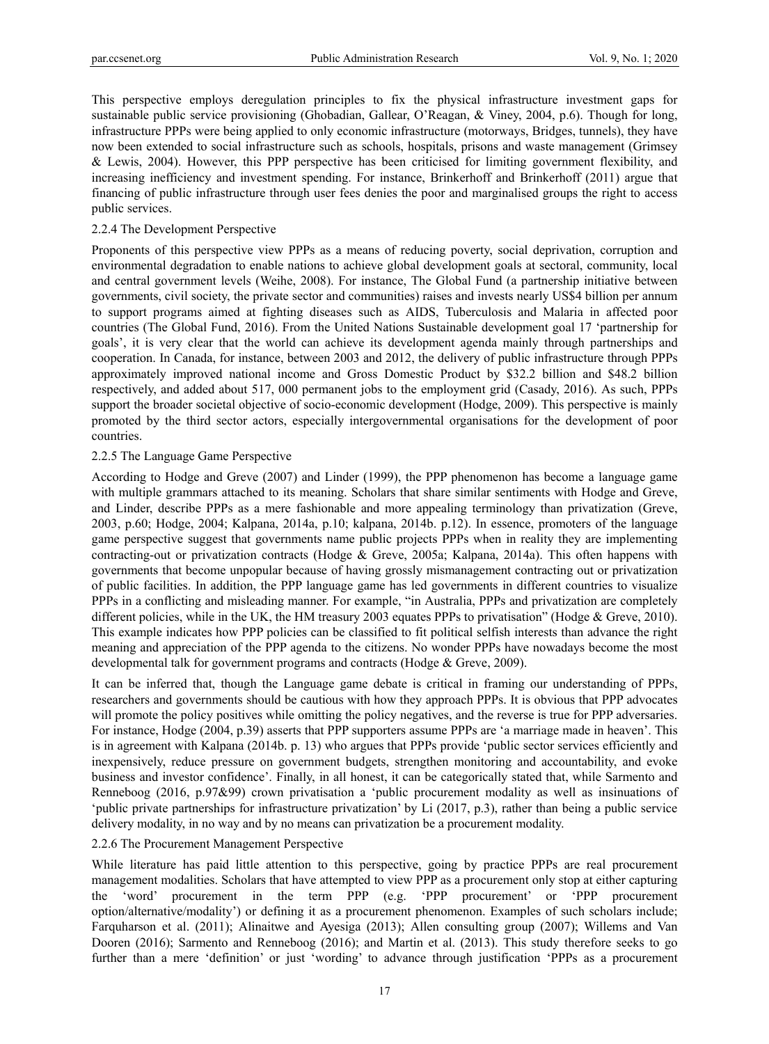This perspective employs deregulation principles to fix the physical infrastructure investment gaps for sustainable public service provisioning (Ghobadian, Gallear, O'Reagan, & Viney, 2004, p.6). Though for long, infrastructure PPPs were being applied to only economic infrastructure (motorways, Bridges, tunnels), they have now been extended to social infrastructure such as schools, hospitals, prisons and waste management (Grimsey & Lewis, 2004). However, this PPP perspective has been criticised for limiting government flexibility, and increasing inefficiency and investment spending. For instance, Brinkerhoff and Brinkerhoff (2011) argue that financing of public infrastructure through user fees denies the poor and marginalised groups the right to access public services.

### 2.2.4 The Development Perspective

Proponents of this perspective view PPPs as a means of reducing poverty, social deprivation, corruption and environmental degradation to enable nations to achieve global development goals at sectoral, community, local and central government levels (Weihe, 2008). For instance, The Global Fund (a partnership initiative between governments, civil society, the private sector and communities) raises and invests nearly US$4 billion per annum to support programs aimed at fighting diseases such as AIDS, Tuberculosis and Malaria in affected poor countries (The Global Fund, 2016). From the United Nations Sustainable development goal 17 'partnership for goals', it is very clear that the world can achieve its development agenda mainly through partnerships and cooperation. In Canada, for instance, between 2003 and 2012, the delivery of public infrastructure through PPPs approximately improved national income and Gross Domestic Product by $32.2 billion and $48.2 billion respectively, and added about 517, 000 permanent jobs to the employment grid (Casady, 2016). As such, PPPs support the broader societal objective of socio-economic development (Hodge, 2009). This perspective is mainly promoted by the third sector actors, especially intergovernmental organisations for the development of poor countries.

### 2.2.5 The Language Game Perspective

According to Hodge and Greve (2007) and Linder (1999), the PPP phenomenon has become a language game with multiple grammars attached to its meaning. Scholars that share similar sentiments with Hodge and Greve, and Linder, describe PPPs as a mere fashionable and more appealing terminology than privatization (Greve, 2003, p.60; Hodge, 2004; Kalpana, 2014a, p.10; kalpana, 2014b. p.12). In essence, promoters of the language game perspective suggest that governments name public projects PPPs when in reality they are implementing contracting-out or privatization contracts (Hodge & Greve, 2005a; Kalpana, 2014a). This often happens with governments that become unpopular because of having grossly mismanagement contracting out or privatization of public facilities. In addition, the PPP language game has led governments in different countries to visualize PPPs in a conflicting and misleading manner. For example, "in Australia, PPPs and privatization are completely different policies, while in the UK, the HM treasury 2003 equates PPPs to privatisation" (Hodge & Greve, 2010). This example indicates how PPP policies can be classified to fit political selfish interests than advance the right meaning and appreciation of the PPP agenda to the citizens. No wonder PPPs have nowadays become the most developmental talk for government programs and contracts (Hodge & Greve, 2009).

It can be inferred that, though the Language game debate is critical in framing our understanding of PPPs, researchers and governments should be cautious with how they approach PPPs. It is obvious that PPP advocates will promote the policy positives while omitting the policy negatives, and the reverse is true for PPP adversaries. For instance, Hodge (2004, p.39) asserts that PPP supporters assume PPPs are 'a marriage made in heaven'. This is in agreement with Kalpana (2014b. p. 13) who argues that PPPs provide 'public sector services efficiently and inexpensively, reduce pressure on government budgets, strengthen monitoring and accountability, and evoke business and investor confidence'. Finally, in all honest, it can be categorically stated that, while Sarmento and Renneboog (2016, p.97&99) crown privatisation a 'public procurement modality as well as insinuations of 'public private partnerships for infrastructure privatization' by Li (2017, p.3), rather than being a public service delivery modality, in no way and by no means can privatization be a procurement modality.

### 2.2.6 The Procurement Management Perspective

While literature has paid little attention to this perspective, going by practice PPPs are real procurement management modalities. Scholars that have attempted to view PPP as a procurement only stop at either capturing the 'word' procurement in the term PPP (e.g. 'PPP procurement' or 'PPP procurement option/alternative/modality') or defining it as a procurement phenomenon. Examples of such scholars include; Farquharson et al. (2011); Alinaitwe and Ayesiga (2013); Allen consulting group (2007); Willems and Van Dooren (2016); Sarmento and Renneboog (2016); and Martin et al. (2013). This study therefore seeks to go further than a mere 'definition' or just 'wording' to advance through justification 'PPPs as a procurement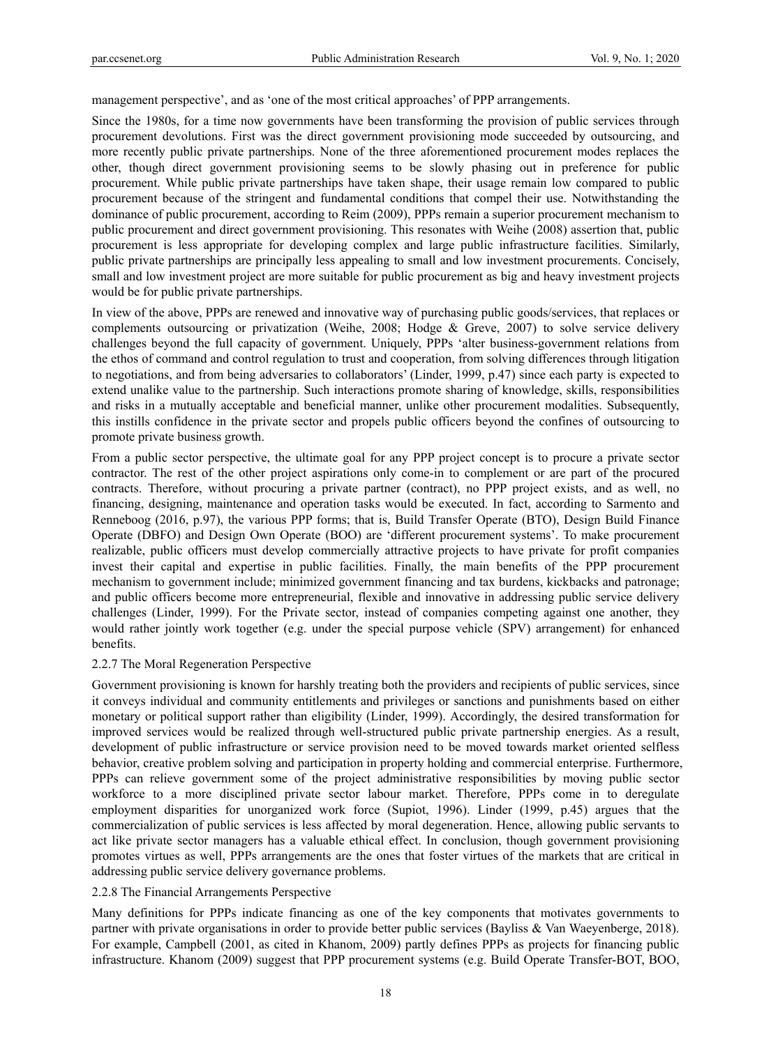management perspective', and as 'one of the most critical approaches' of PPP arrangements.

Since the 1980s, for a time now governments have been transforming the provision of public services through procurement devolutions. First was the direct government provisioning mode succeeded by outsourcing, and more recently public private partnerships. None of the three aforementioned procurement modes replaces the other, though direct government provisioning seems to be slowly phasing out in preference for public procurement. While public private partnerships have taken shape, their usage remain low compared to public procurement because of the stringent and fundamental conditions that compel their use. Notwithstanding the dominance of public procurement, according to Reim (2009), PPPs remain a superior procurement mechanism to public procurement and direct government provisioning. This resonates with Weihe (2008) assertion that, public procurement is less appropriate for developing complex and large public infrastructure facilities. Similarly, public private partnerships are principally less appealing to small and low investment procurements. Concisely, small and low investment project are more suitable for public procurement as big and heavy investment projects would be for public private partnerships.

In view of the above, PPPs are renewed and innovative way of purchasing public goods/services, that replaces or complements outsourcing or privatization (Weihe, 2008; Hodge & Greve, 2007) to solve service delivery challenges beyond the full capacity of government. Uniquely, PPPs 'alter business-government relations from the ethos of command and control regulation to trust and cooperation, from solving differences through litigation to negotiations, and from being adversaries to collaborators' (Linder, 1999, p.47) since each party is expected to extend unalike value to the partnership. Such interactions promote sharing of knowledge, skills, responsibilities and risks in a mutually acceptable and beneficial manner, unlike other procurement modalities. Subsequently, this instills confidence in the private sector and propels public officers beyond the confines of outsourcing to promote private business growth.

From a public sector perspective, the ultimate goal for any PPP project concept is to procure a private sector contractor. The rest of the other project aspirations only come-in to complement or are part of the procured contracts. Therefore, without procuring a private partner (contract), no PPP project exists, and as well, no financing, designing, maintenance and operation tasks would be executed. In fact, according to Sarmento and Renneboog (2016, p.97), the various PPP forms; that is, Build Transfer Operate (BTO), Design Build Finance Operate (DBFO) and Design Own Operate (BOO) are 'different procurement systems'. To make procurement realizable, public officers must develop commercially attractive projects to have private for profit companies invest their capital and expertise in public facilities. Finally, the main benefits of the PPP procurement mechanism to government include; minimized government financing and tax burdens, kickbacks and patronage; and public officers become more entrepreneurial, flexible and innovative in addressing public service delivery challenges (Linder, 1999). For the Private sector, instead of companies competing against one another, they would rather jointly work together (e.g. under the special purpose vehicle (SPV) arrangement) for enhanced benefits.

### 2.2.7 The Moral Regeneration Perspective

Government provisioning is known for harshly treating both the providers and recipients of public services, since it conveys individual and community entitlements and privileges or sanctions and punishments based on either monetary or political support rather than eligibility (Linder, 1999). Accordingly, the desired transformation for improved services would be realized through well-structured public private partnership energies. As a result, development of public infrastructure or service provision need to be moved towards market oriented selfless behavior, creative problem solving and participation in property holding and commercial enterprise. Furthermore, PPPs can relieve government some of the project administrative responsibilities by moving public sector workforce to a more disciplined private sector labour market. Therefore, PPPs come in to deregulate employment disparities for unorganized work force (Supiot, 1996). Linder (1999, p.45) argues that the commercialization of public services is less affected by moral degeneration. Hence, allowing public servants to act like private sector managers has a valuable ethical effect. In conclusion, though government provisioning promotes virtues as well, PPPs arrangements are the ones that foster virtues of the markets that are critical in addressing public service delivery governance problems.

### 2.2.8 The Financial Arrangements Perspective

Many definitions for PPPs indicate financing as one of the key components that motivates governments to partner with private organisations in order to provide better public services (Bayliss & Van Waeyenberge, 2018). For example, Campbell (2001, as cited in Khanom, 2009) partly defines PPPs as projects for financing public infrastructure. Khanom (2009) suggest that PPP procurement systems (e.g. Build Operate Transfer-BOT, BOO,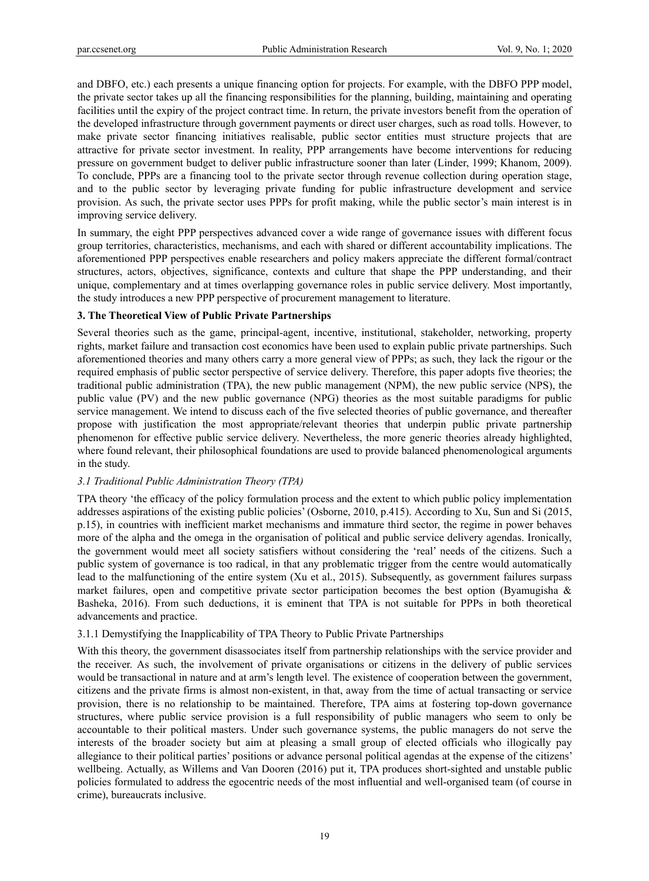and DBFO, etc.) each presents a unique financing option for projects. For example, with the DBFO PPP model, the private sector takes up all the financing responsibilities for the planning, building, maintaining and operating facilities until the expiry of the project contract time. In return, the private investors benefit from the operation of the developed infrastructure through government payments or direct user charges, such as road tolls. However, to make private sector financing initiatives realisable, public sector entities must structure projects that are attractive for private sector investment. In reality, PPP arrangements have become interventions for reducing pressure on government budget to deliver public infrastructure sooner than later (Linder, 1999; Khanom, 2009). To conclude, PPPs are a financing tool to the private sector through revenue collection during operation stage, and to the public sector by leveraging private funding for public infrastructure development and service provision. As such, the private sector uses PPPs for profit making, while the public sector's main interest is in improving service delivery.

In summary, the eight PPP perspectives advanced cover a wide range of governance issues with different focus group territories, characteristics, mechanisms, and each with shared or different accountability implications. The aforementioned PPP perspectives enable researchers and policy makers appreciate the different formal/contract structures, actors, objectives, significance, contexts and culture that shape the PPP understanding, and their unique, complementary and at times overlapping governance roles in public service delivery. Most importantly, the study introduces a new PPP perspective of procurement management to literature.

## 3. The Theoretical View of Public Private Partnerships

Several theories such as the game, principal-agent, incentive, institutional, stakeholder, networking, property rights, market failure and transaction cost economics have been used to explain public private partnerships. Such aforementioned theories and many others carry a more general view of PPPs; as such, they lack the rigour or the required emphasis of public sector perspective of service delivery. Therefore, this paper adopts five theories; the traditional public administration (TPA), the new public management (NPM), the new public service (NPS), the public value (PV) and the new public governance (NPG) theories as the most suitable paradigms for public service management. We intend to discuss each of the five selected theories of public governance, and thereafter propose with justification the most appropriate/relevant theories that underpin public private partnership phenomenon for effective public service delivery. Nevertheless, the more generic theories already highlighted, where found relevant, their philosophical foundations are used to provide balanced phenomenological arguments in the study.

### *3.1 Traditional Public Administration Theory (TPA)*

TPA theory 'the efficacy of the policy formulation process and the extent to which public policy implementation addresses aspirations of the existing public policies' (Osborne, 2010, p.415). According to Xu, Sun and Si (2015, p.15), in countries with inefficient market mechanisms and immature third sector, the regime in power behaves more of the alpha and the omega in the organisation of political and public service delivery agendas. Ironically, the government would meet all society satisfiers without considering the 'real' needs of the citizens. Such a public system of governance is too radical, in that any problematic trigger from the centre would automatically lead to the malfunctioning of the entire system (Xu et al., 2015). Subsequently, as government failures surpass market failures, open and competitive private sector participation becomes the best option (Byamugisha & Basheka, 2016). From such deductions, it is eminent that TPA is not suitable for PPPs in both theoretical advancements and practice.

#### 3.1.1 Demystifying the Inapplicability of TPA Theory to Public Private Partnerships

With this theory, the government disassociates itself from partnership relationships with the service provider and the receiver. As such, the involvement of private organisations or citizens in the delivery of public services would be transactional in nature and at arm's length level. The existence of cooperation between the government, citizens and the private firms is almost non-existent, in that, away from the time of actual transacting or service provision, there is no relationship to be maintained. Therefore, TPA aims at fostering top-down governance structures, where public service provision is a full responsibility of public managers who seem to only be accountable to their political masters. Under such governance systems, the public managers do not serve the interests of the broader society but aim at pleasing a small group of elected officials who illogically pay allegiance to their political parties' positions or advance personal political agendas at the expense of the citizens' wellbeing. Actually, as Willems and Van Dooren (2016) put it, TPA produces short-sighted and unstable public policies formulated to address the egocentric needs of the most influential and well-organised team (of course in crime), bureaucrats inclusive.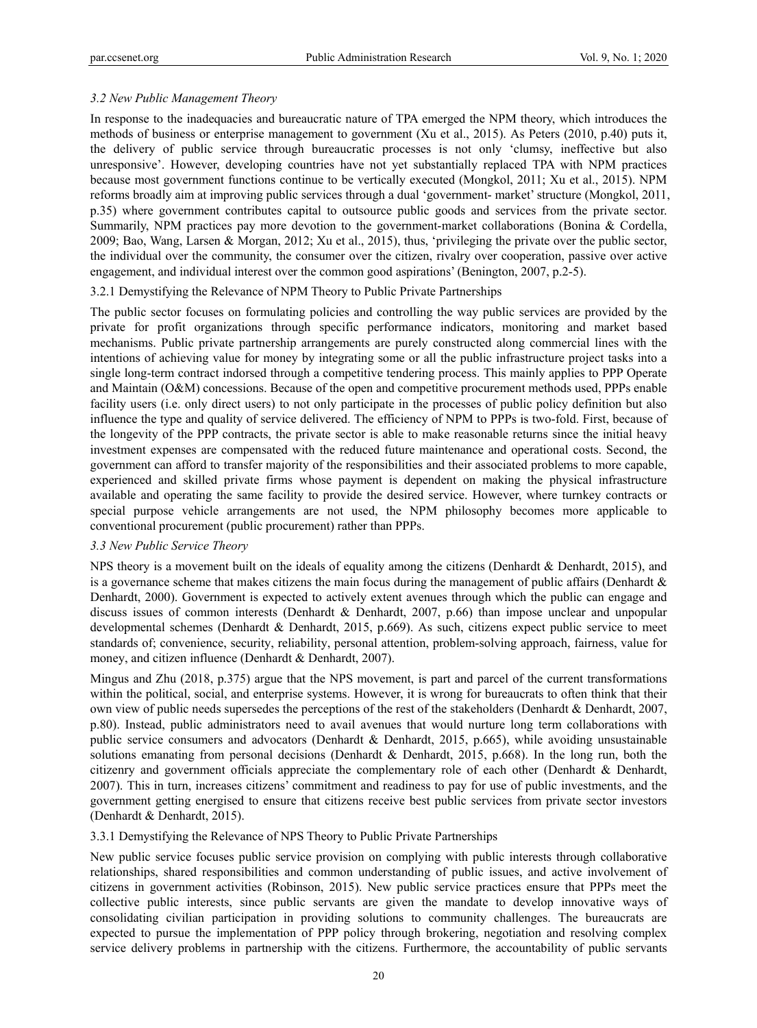### *3.2 New Public Management Theory*

In response to the inadequacies and bureaucratic nature of TPA emerged the NPM theory, which introduces the methods of business or enterprise management to government (Xu et al., 2015). As Peters (2010, p.40) puts it, the delivery of public service through bureaucratic processes is not only 'clumsy, ineffective but also unresponsive'. However, developing countries have not yet substantially replaced TPA with NPM practices because most government functions continue to be vertically executed (Mongkol, 2011; Xu et al., 2015). NPM reforms broadly aim at improving public services through a dual 'government- market' structure (Mongkol, 2011, p.35) where government contributes capital to outsource public goods and services from the private sector. Summarily, NPM practices pay more devotion to the government-market collaborations (Bonina & Cordella, 2009; Bao, Wang, Larsen & Morgan, 2012; Xu et al., 2015), thus, 'privileging the private over the public sector, the individual over the community, the consumer over the citizen, rivalry over cooperation, passive over active engagement, and individual interest over the common good aspirations' (Benington, 2007, p.2-5).

#### 3.2.1 Demystifying the Relevance of NPM Theory to Public Private Partnerships

The public sector focuses on formulating policies and controlling the way public services are provided by the private for profit organizations through specific performance indicators, monitoring and market based mechanisms. Public private partnership arrangements are purely constructed along commercial lines with the intentions of achieving value for money by integrating some or all the public infrastructure project tasks into a single long-term contract indorsed through a competitive tendering process. This mainly applies to PPP Operate and Maintain (O&M) concessions. Because of the open and competitive procurement methods used, PPPs enable facility users (i.e. only direct users) to not only participate in the processes of public policy definition but also influence the type and quality of service delivered. The efficiency of NPM to PPPs is two-fold. First, because of the longevity of the PPP contracts, the private sector is able to make reasonable returns since the initial heavy investment expenses are compensated with the reduced future maintenance and operational costs. Second, the government can afford to transfer majority of the responsibilities and their associated problems to more capable, experienced and skilled private firms whose payment is dependent on making the physical infrastructure available and operating the same facility to provide the desired service. However, where turnkey contracts or special purpose vehicle arrangements are not used, the NPM philosophy becomes more applicable to conventional procurement (public procurement) rather than PPPs.

### *3.3 New Public Service Theory*

NPS theory is a movement built on the ideals of equality among the citizens (Denhardt & Denhardt, 2015), and is a governance scheme that makes citizens the main focus during the management of public affairs (Denhardt & Denhardt, 2000). Government is expected to actively extent avenues through which the public can engage and discuss issues of common interests (Denhardt & Denhardt, 2007, p.66) than impose unclear and unpopular developmental schemes (Denhardt & Denhardt, 2015, p.669). As such, citizens expect public service to meet standards of; convenience, security, reliability, personal attention, problem-solving approach, fairness, value for money, and citizen influence (Denhardt & Denhardt, 2007).

Mingus and Zhu (2018, p.375) argue that the NPS movement, is part and parcel of the current transformations within the political, social, and enterprise systems. However, it is wrong for bureaucrats to often think that their own view of public needs supersedes the perceptions of the rest of the stakeholders (Denhardt & Denhardt, 2007, p.80). Instead, public administrators need to avail avenues that would nurture long term collaborations with public service consumers and advocators (Denhardt & Denhardt, 2015, p.665), while avoiding unsustainable solutions emanating from personal decisions (Denhardt & Denhardt, 2015, p.668). In the long run, both the citizenry and government officials appreciate the complementary role of each other (Denhardt & Denhardt, 2007). This in turn, increases citizens' commitment and readiness to pay for use of public investments, and the government getting energised to ensure that citizens receive best public services from private sector investors (Denhardt & Denhardt, 2015).

#### 3.3.1 Demystifying the Relevance of NPS Theory to Public Private Partnerships

New public service focuses public service provision on complying with public interests through collaborative relationships, shared responsibilities and common understanding of public issues, and active involvement of citizens in government activities (Robinson, 2015). New public service practices ensure that PPPs meet the collective public interests, since public servants are given the mandate to develop innovative ways of consolidating civilian participation in providing solutions to community challenges. The bureaucrats are expected to pursue the implementation of PPP policy through brokering, negotiation and resolving complex service delivery problems in partnership with the citizens. Furthermore, the accountability of public servants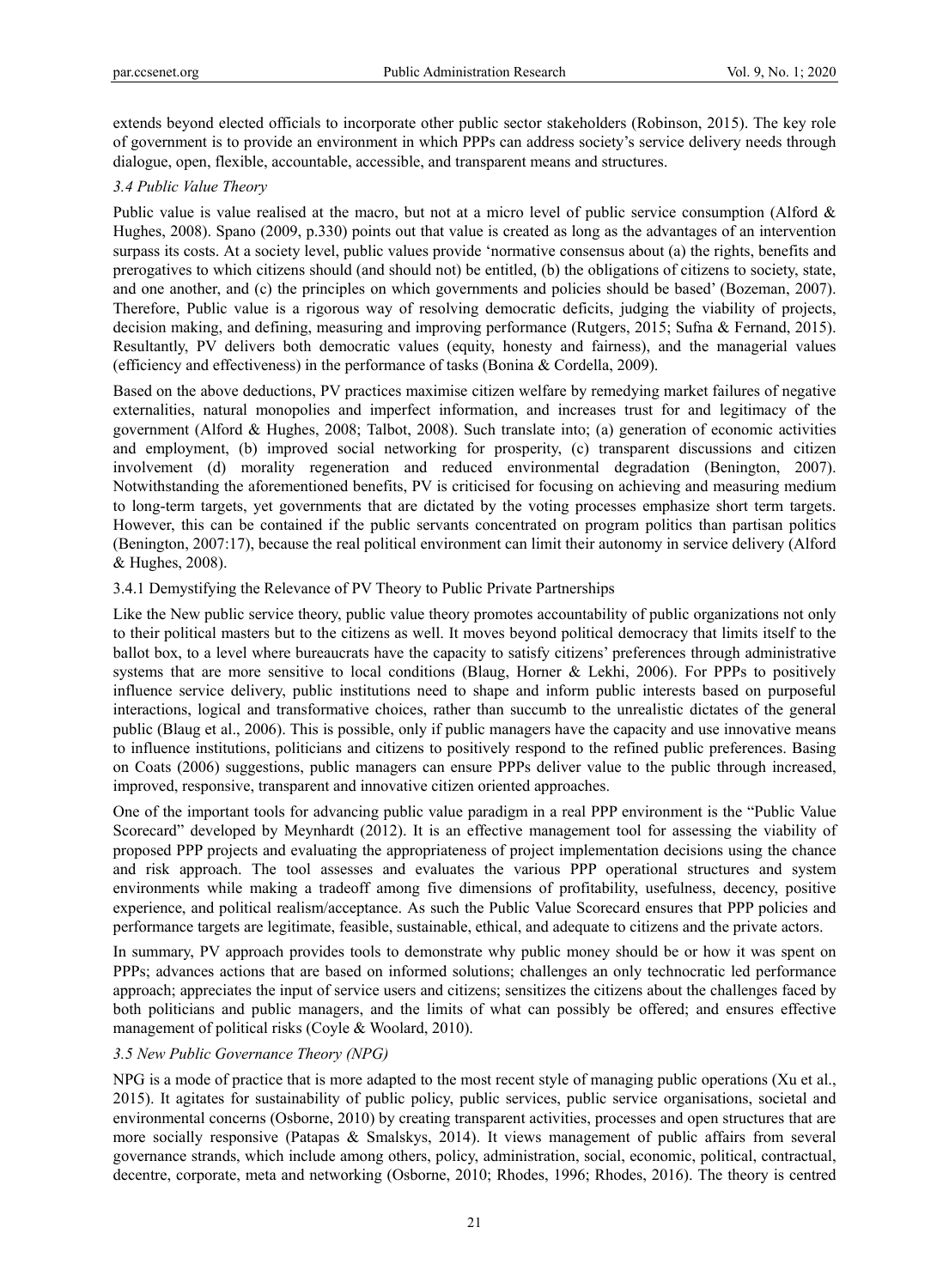extends beyond elected officials to incorporate other public sector stakeholders (Robinson, 2015). The key role of government is to provide an environment in which PPPs can address society's service delivery needs through dialogue, open, flexible, accountable, accessible, and transparent means and structures.

### *3.4 Public Value Theory*

Public value is value realised at the macro, but not at a micro level of public service consumption (Alford & Hughes, 2008). Spano (2009, p.330) points out that value is created as long as the advantages of an intervention surpass its costs. At a society level, public values provide 'normative consensus about (a) the rights, benefits and prerogatives to which citizens should (and should not) be entitled, (b) the obligations of citizens to society, state, and one another, and (c) the principles on which governments and policies should be based' (Bozeman, 2007). Therefore, Public value is a rigorous way of resolving democratic deficits, judging the viability of projects, decision making, and defining, measuring and improving performance (Rutgers, 2015; Sufna & Fernand, 2015). Resultantly, PV delivers both democratic values (equity, honesty and fairness), and the managerial values (efficiency and effectiveness) in the performance of tasks (Bonina & Cordella, 2009).

Based on the above deductions, PV practices maximise citizen welfare by remedying market failures of negative externalities, natural monopolies and imperfect information, and increases trust for and legitimacy of the government (Alford & Hughes, 2008; Talbot, 2008). Such translate into; (a) generation of economic activities and employment, (b) improved social networking for prosperity, (c) transparent discussions and citizen involvement (d) morality regeneration and reduced environmental degradation (Benington, 2007). Notwithstanding the aforementioned benefits, PV is criticised for focusing on achieving and measuring medium to long-term targets, yet governments that are dictated by the voting processes emphasize short term targets. However, this can be contained if the public servants concentrated on program politics than partisan politics (Benington, 2007:17), because the real political environment can limit their autonomy in service delivery (Alford & Hughes, 2008).

#### 3.4.1 Demystifying the Relevance of PV Theory to Public Private Partnerships

Like the New public service theory, public value theory promotes accountability of public organizations not only to their political masters but to the citizens as well. It moves beyond political democracy that limits itself to the ballot box, to a level where bureaucrats have the capacity to satisfy citizens' preferences through administrative systems that are more sensitive to local conditions (Blaug, Horner & Lekhi, 2006). For PPPs to positively influence service delivery, public institutions need to shape and inform public interests based on purposeful interactions, logical and transformative choices, rather than succumb to the unrealistic dictates of the general public (Blaug et al., 2006). This is possible, only if public managers have the capacity and use innovative means to influence institutions, politicians and citizens to positively respond to the refined public preferences. Basing on Coats (2006) suggestions, public managers can ensure PPPs deliver value to the public through increased, improved, responsive, transparent and innovative citizen oriented approaches.

One of the important tools for advancing public value paradigm in a real PPP environment is the "Public Value Scorecard" developed by Meynhardt (2012). It is an effective management tool for assessing the viability of proposed PPP projects and evaluating the appropriateness of project implementation decisions using the chance and risk approach. The tool assesses and evaluates the various PPP operational structures and system environments while making a tradeoff among five dimensions of profitability, usefulness, decency, positive experience, and political realism/acceptance. As such the Public Value Scorecard ensures that PPP policies and performance targets are legitimate, feasible, sustainable, ethical, and adequate to citizens and the private actors.

In summary, PV approach provides tools to demonstrate why public money should be or how it was spent on PPPs; advances actions that are based on informed solutions; challenges an only technocratic led performance approach; appreciates the input of service users and citizens; sensitizes the citizens about the challenges faced by both politicians and public managers, and the limits of what can possibly be offered; and ensures effective management of political risks (Coyle & Woolard, 2010).

### *3.5 New Public Governance Theory (NPG)*

NPG is a mode of practice that is more adapted to the most recent style of managing public operations (Xu et al., 2015). It agitates for sustainability of public policy, public services, public service organisations, societal and environmental concerns (Osborne, 2010) by creating transparent activities, processes and open structures that are more socially responsive (Patapas & Smalskys, 2014). It views management of public affairs from several governance strands, which include among others, policy, administration, social, economic, political, contractual, decentre, corporate, meta and networking (Osborne, 2010; Rhodes, 1996; Rhodes, 2016). The theory is centred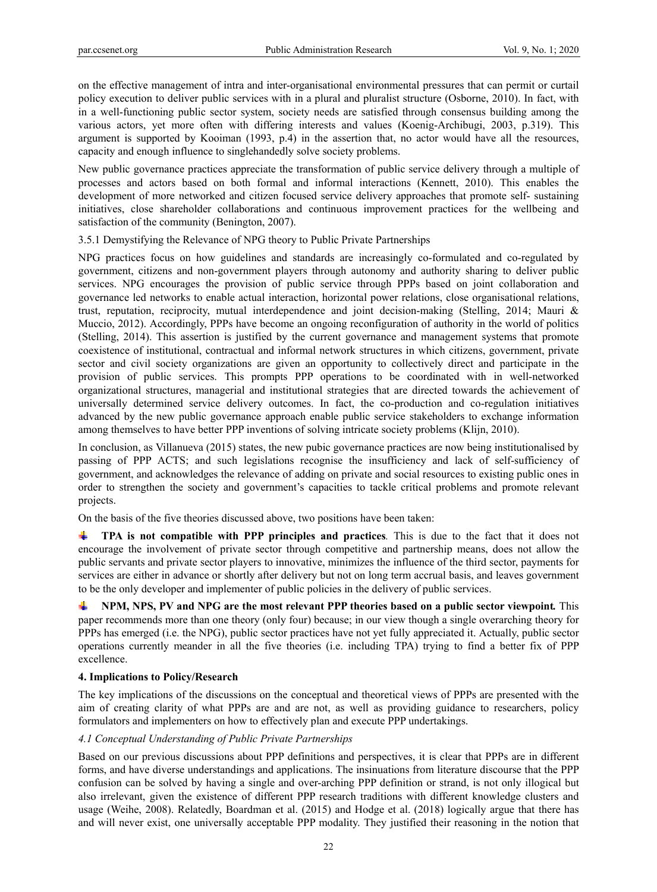on the effective management of intra and inter-organisational environmental pressures that can permit or curtail policy execution to deliver public services with in a plural and pluralist structure (Osborne, 2010). In fact, with in a well-functioning public sector system, society needs are satisfied through consensus building among the various actors, yet more often with differing interests and values (Koenig-Archibugi, 2003, p.319). This argument is supported by Kooiman (1993, p.4) in the assertion that, no actor would have all the resources, capacity and enough influence to singlehandedly solve society problems.

New public governance practices appreciate the transformation of public service delivery through a multiple of processes and actors based on both formal and informal interactions (Kennett, 2010). This enables the development of more networked and citizen focused service delivery approaches that promote self- sustaining initiatives, close shareholder collaborations and continuous improvement practices for the wellbeing and satisfaction of the community (Benington, 2007).

#### 3.5.1 Demystifying the Relevance of NPG theory to Public Private Partnerships

NPG practices focus on how guidelines and standards are increasingly co-formulated and co-regulated by government, citizens and non-government players through autonomy and authority sharing to deliver public services. NPG encourages the provision of public service through PPPs based on joint collaboration and governance led networks to enable actual interaction, horizontal power relations, close organisational relations, trust, reputation, reciprocity, mutual interdependence and joint decision-making (Stelling, 2014; Mauri & Muccio, 2012). Accordingly, PPPs have become an ongoing reconfiguration of authority in the world of politics (Stelling, 2014). This assertion is justified by the current governance and management systems that promote coexistence of institutional, contractual and informal network structures in which citizens, government, private sector and civil society organizations are given an opportunity to collectively direct and participate in the provision of public services. This prompts PPP operations to be coordinated with in well-networked organizational structures, managerial and institutional strategies that are directed towards the achievement of universally determined service delivery outcomes. In fact, the co-production and co-regulation initiatives advanced by the new public governance approach enable public service stakeholders to exchange information among themselves to have better PPP inventions of solving intricate society problems (Klijn, 2010).

In conclusion, as Villanueva (2015) states, the new pubic governance practices are now being institutionalised by passing of PPP ACTS; and such legislations recognise the insufficiency and lack of self-sufficiency of government, and acknowledges the relevance of adding on private and social resources to existing public ones in order to strengthen the society and government's capacities to tackle critical problems and promote relevant projects.

On the basis of the five theories discussed above, two positions have been taken:

- ***TPA is not compatible with PPP principles and practices**.* This is due to the fact that it does not encourage the involvement of private sector through competitive and partnership means, does not allow the public servants and private sector players to innovative, minimizes the influence of the third sector, payments for services are either in advance or shortly after delivery but not on long term accrual basis, and leaves government to be the only developer and implementer of public policies in the delivery of public services.

- ***NPM, NPS, PV and NPG are the most relevant PPP theories based on a public sector viewpoint.*** This paper recommends more than one theory (only four) because; in our view though a single overarching theory for PPPs has emerged (i.e. the NPG), public sector practices have not yet fully appreciated it. Actually, public sector operations currently meander in all the five theories (i.e. including TPA) trying to find a better fix of PPP excellence.

## 4. Implications to Policy/Research

The key implications of the discussions on the conceptual and theoretical views of PPPs are presented with the aim of creating clarity of what PPPs are and are not, as well as providing guidance to researchers, policy formulators and implementers on how to effectively plan and execute PPP undertakings.

### *4.1 Conceptual Understanding of Public Private Partnerships*

Based on our previous discussions about PPP definitions and perspectives, it is clear that PPPs are in different forms, and have diverse understandings and applications. The insinuations from literature discourse that the PPP confusion can be solved by having a single and over-arching PPP definition or strand, is not only illogical but also irrelevant, given the existence of different PPP research traditions with different knowledge clusters and usage (Weihe, 2008). Relatedly, Boardman et al. (2015) and Hodge et al. (2018) logically argue that there has and will never exist, one universally acceptable PPP modality. They justified their reasoning in the notion that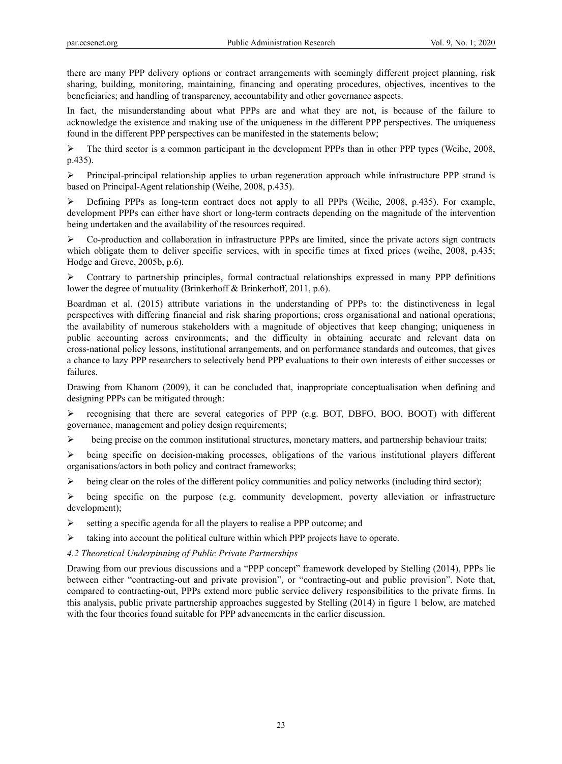there are many PPP delivery options or contract arrangements with seemingly different project planning, risk sharing, building, monitoring, maintaining, financing and operating procedures, objectives, incentives to the beneficiaries; and handling of transparency, accountability and other governance aspects.

In fact, the misunderstanding about what PPPs are and what they are not, is because of the failure to acknowledge the existence and making use of the uniqueness in the different PPP perspectives. The uniqueness found in the different PPP perspectives can be manifested in the statements below;

- The third sector is a common participant in the development PPPs than in other PPP types (Weihe, 2008, p.435).
- Principal-principal relationship applies to urban regeneration approach while infrastructure PPP strand is based on Principal-Agent relationship (Weihe, 2008, p.435).
- Defining PPPs as long-term contract does not apply to all PPPs (Weihe, 2008, p.435). For example, development PPPs can either have short or long-term contracts depending on the magnitude of the intervention being undertaken and the availability of the resources required.
- Co-production and collaboration in infrastructure PPPs are limited, since the private actors sign contracts which obligate them to deliver specific services, with in specific times at fixed prices (weihe, 2008, p.435; Hodge and Greve, 2005b, p.6).
- Contrary to partnership principles, formal contractual relationships expressed in many PPP definitions lower the degree of mutuality (Brinkerhoff & Brinkerhoff, 2011, p.6).

Boardman et al. (2015) attribute variations in the understanding of PPPs to: the distinctiveness in legal perspectives with differing financial and risk sharing proportions; cross organisational and national operations; the availability of numerous stakeholders with a magnitude of objectives that keep changing; uniqueness in public accounting across environments; and the difficulty in obtaining accurate and relevant data on cross-national policy lessons, institutional arrangements, and on performance standards and outcomes, that gives a chance to lazy PPP researchers to selectively bend PPP evaluations to their own interests of either successes or failures.

Drawing from Khanom (2009), it can be concluded that, inappropriate conceptualisation when defining and designing PPPs can be mitigated through:

- recognising that there are several categories of PPP (e.g. BOT, DBFO, BOO, BOOT) with different governance, management and policy design requirements;
- being precise on the common institutional structures, monetary matters, and partnership behaviour traits;
- being specific on decision-making processes, obligations of the various institutional players different organisations/actors in both policy and contract frameworks;
- being clear on the roles of the different policy communities and policy networks (including third sector);
- being specific on the purpose (e.g. community development, poverty alleviation or infrastructure development);
- setting a specific agenda for all the players to realise a PPP outcome; and
- taking into account the political culture within which PPP projects have to operate.

### *4.2 Theoretical Underpinning of Public Private Partnerships*

Drawing from our previous discussions and a "PPP concept" framework developed by Stelling (2014), PPPs lie between either "contracting-out and private provision", or "contracting-out and public provision". Note that, compared to contracting-out, PPPs extend more public service delivery responsibilities to the private firms. In this analysis, public private partnership approaches suggested by Stelling (2014) in figure 1 below, are matched with the four theories found suitable for PPP advancements in the earlier discussion.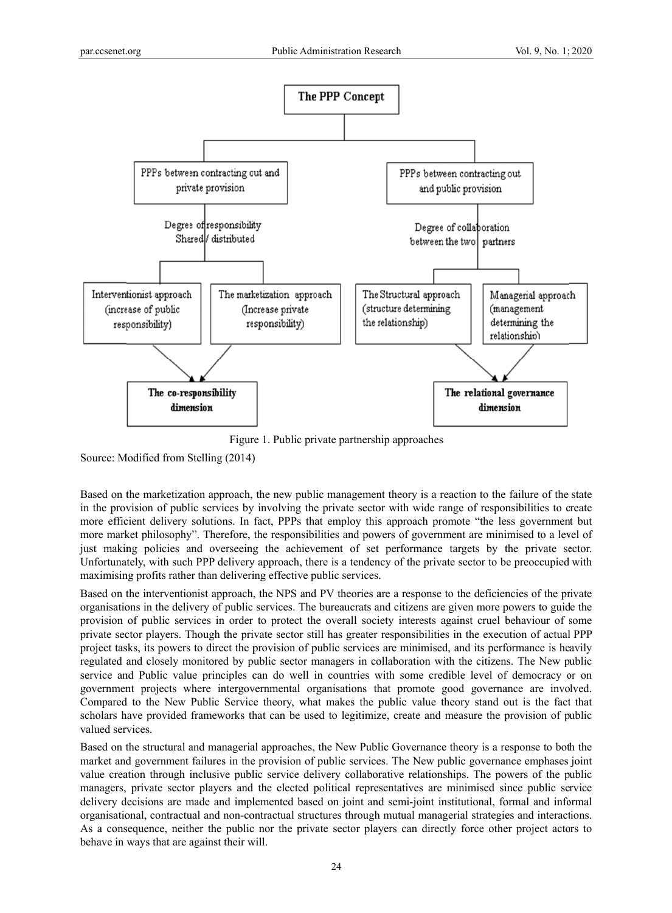Figure 1. Public private partnership approaches

Source: Modified from Stelling (2014)

Based on the marketization approach, the new public management theory is a reaction to the failure of the state in the provision of public services by involving the private sector with wide range of responsibilities to create more efficient delivery solutions. In fact, PPPs that employ this approach promote "the less government but more market philosophy". Therefore, the responsibilities and powers of government are minimised to a level of just making policies and overseeing the achievement of set performance targets by the private sector. Unfortunately, with such PPP delivery approach, there is a tendency of the private sector to be preoccupied with maximising profits rather than delivering effective public services.

Based on the interventionist approach, the NPS and PV theories are a response to the deficiencies of the private organisations in the delivery of public services. The bureaucrats and citizens are given more powers to guide the provision of public services in order to protect the overall society interests against cruel behaviour of some private sector players. Though the private sector still has greater responsibilities in the execution of actual PPP project tasks, its powers to direct the provision of public services are minimised, and its performance is heavily regulated and closely monitored by public sector managers in collaboration with the citizens. The New public service and Public value principles can do well in countries with some credible level of democracy or on government projects where intergovernmental organisations that promote good governance are involved. Compared to the New Public Service theory, what makes the public value theory stand out is the fact that scholars have provided frameworks that can be used to legitimize, create and measure the provision of public valued services.

Based on the structural and managerial approaches, the New Public Governance theory is a response to both the market and government failures in the provision of public services. The New public governance emphases joint value creation through inclusive public service delivery collaborative relationships. The powers of the public managers, private sector players and the elected political representatives are minimised since public service delivery decisions are made and implemented based on joint and semi-joint institutional, formal and informal organisational, contractual and non-contractual structures through mutual managerial strategies and interactions. As a consequence, neither the public nor the private sector players can directly force other project actors to behave in ways that are against their will.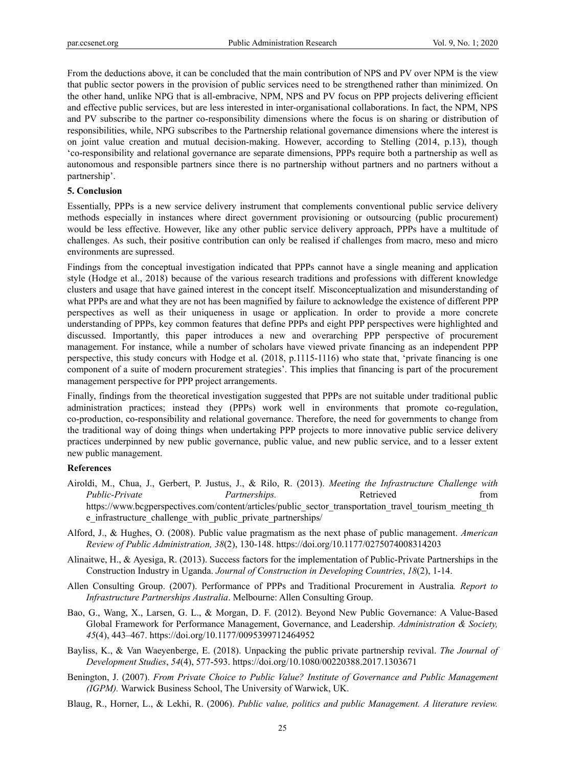From the deductions above, it can be concluded that the main contribution of NPS and PV over NPM is the view that public sector powers in the provision of public services need to be strengthened rather than minimized. On the other hand, unlike NPG that is all-embracive, NPM, NPS and PV focus on PPP projects delivering efficient and effective public services, but are less interested in inter-organisational collaborations. In fact, the NPM, NPS and PV subscribe to the partner co-responsibility dimensions where the focus is on sharing or distribution of responsibilities, while, NPG subscribes to the Partnership relational governance dimensions where the interest is on joint value creation and mutual decision-making. However, according to Stelling (2014, p.13), though 'co-responsibility and relational governance are separate dimensions, PPPs require both a partnership as well as autonomous and responsible partners since there is no partnership without partners and no partners without a partnership'.

## 5. Conclusion

Essentially, PPPs is a new service delivery instrument that complements conventional public service delivery methods especially in instances where direct government provisioning or outsourcing (public procurement) would be less effective. However, like any other public service delivery approach, PPPs have a multitude of challenges. As such, their positive contribution can only be realised if challenges from macro, meso and micro environments are supressed.

Findings from the conceptual investigation indicated that PPPs cannot have a single meaning and application style (Hodge et al., 2018) because of the various research traditions and professions with different knowledge clusters and usage that have gained interest in the concept itself. Misconceptualization and misunderstanding of what PPPs are and what they are not has been magnified by failure to acknowledge the existence of different PPP perspectives as well as their uniqueness in usage or application. In order to provide a more concrete understanding of PPPs, key common features that define PPPs and eight PPP perspectives were highlighted and discussed. Importantly, this paper introduces a new and overarching PPP perspective of procurement management. For instance, while a number of scholars have viewed private financing as an independent PPP perspective, this study concurs with Hodge et al. (2018, p.1115-1116) who state that, 'private financing is one component of a suite of modern procurement strategies'. This implies that financing is part of the procurement management perspective for PPP project arrangements.

Finally, findings from the theoretical investigation suggested that PPPs are not suitable under traditional public administration practices; instead they (PPPs) work well in environments that promote co-regulation, co-production, co-responsibility and relational governance. Therefore, the need for governments to change from the traditional way of doing things when undertaking PPP projects to more innovative public service delivery practices underpinned by new public governance, public value, and new public service, and to a lesser extent new public management.

## References

Airoldi, M., Chua, J., Gerbert, P. Justus, J., & Rilo, R. (2013). *Meeting the Infrastructure Challenge with Public-Private Partnerships.* Retrieved from https://www.bcgperspectives.com/content/articles/public_sector_transportation_travel_tourism_meeting_the_infrastructure_challenge_with_public_private_partnerships/

Alford, J., & Hughes, O. (2008). Public value pragmatism as the next phase of public management. *American Review of Public Administration, 38*(2), 130-148. https://doi.org/10.1177/0275074008314203

Alinaitwe, H., & Ayesiga, R. (2013). Success factors for the implementation of Public-Private Partnerships in the Construction Industry in Uganda. *Journal of Construction in Developing Countries*, *18*(2), 1-14.

Allen Consulting Group. (2007). Performance of PPPs and Traditional Procurement in Australia*. Report to Infrastructure Partnerships Australia*. Melbourne: Allen Consulting Group.

Bao, G., Wang, X., Larsen, G. L., & Morgan, D. F. (2012). Beyond New Public Governance: A Value-Based Global Framework for Performance Management, Governance, and Leadership. *Administration & Society, 45*(4), 443–467. https://doi.org/10.1177/0095399712464952

Bayliss, K., & Van Waeyenberge, E. (2018). Unpacking the public private partnership revival. *The Journal of Development Studies*, *54*(4), 577-593. https://doi.org/10.1080/00220388.2017.1303671

Benington, J. (2007). *From Private Choice to Public Value? Institute of Governance and Public Management (IGPM).* Warwick Business School, The University of Warwick, UK.

Blaug, R., Horner, L., & Lekhi, R. (2006). *Public value, politics and public Management. A literature review.*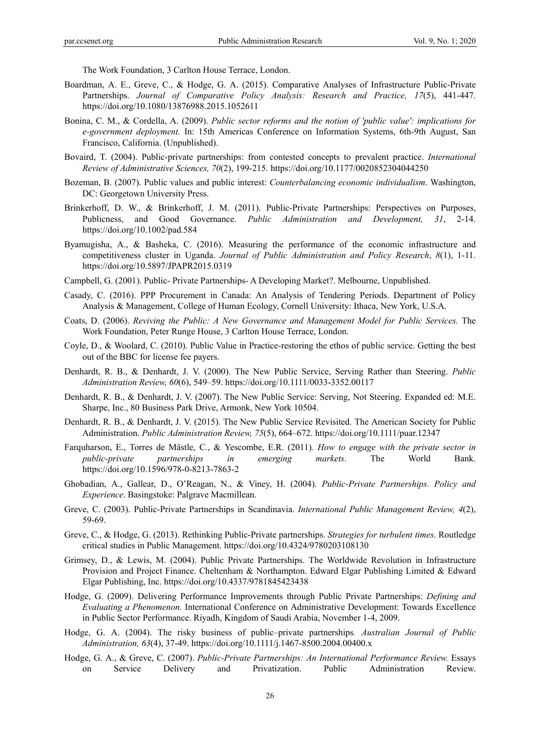The Work Foundation, 3 Carlton House Terrace, London.

Boardman, A. E., Greve, C., & Hodge, G. A. (2015). Comparative Analyses of Infrastructure Public-Private Partnerships. *Journal of Comparative Policy Analysis: Research and Practice, 17*(5), 441-447. https://doi.org/10.1080/13876988.2015.1052611

Bonina, C. M., & Cordella, A. (2009). *Public sector reforms and the notion of 'public value': implications for e-government deployment.* In: 15th Americas Conference on Information Systems, 6th-9th August, San Francisco, California. (Unpublished).

Bovaird, T. (2004). Public-private partnerships: from contested concepts to prevalent practice. *International Review of Administrative Sciences, 70*(2), 199-215. https://doi.org/10.1177/0020852304044250

Bozeman, B. (2007). Public values and public interest: *Counterbalancing economic individualism*. Washington, DC: Georgetown University Press.

Brinkerhoff, D. W., & Brinkerhoff, J. M. (2011). Public-Private Partnerships: Perspectives on Purposes, Publicness, and Good Governance. *Public Administration and Development, 31*, 2-14. https://doi.org/10.1002/pad.584

Byamugisha, A., & Basheka, C. (2016). Measuring the performance of the economic infrastructure and competitiveness cluster in Uganda. *Journal of Public Administration and Policy Research*, *8*(1), 1-11. https://doi.org/10.5897/JPAPR2015.0319

Campbell, G. (2001). Public- Private Partnerships- A Developing Market?. Melbourne, Unpublished.

Casady, C. (2016). PPP Procurement in Canada: An Analysis of Tendering Periods. Department of Policy Analysis & Management, College of Human Ecology, Cornell University: Ithaca, New York, U.S.A.

Coats, D. (2006). *Reviving the Public: A New Governance and Management Model for Public Services.* The Work Foundation, Peter Runge House, 3 Carlton House Terrace, London.

Coyle, D., & Woolard, C. (2010). Public Value in Practice-restoring the ethos of public service. Getting the best out of the BBC for license fee payers.

Denhardt, R. B., & Denhardt, J. V. (2000). The New Public Service, Serving Rather than Steering. *Public Administration Review, 60*(6), 549–59. https://doi.org/10.1111/0033-3352.00117

Denhardt, R. B., & Denhardt, J. V. (2007). The New Public Service: Serving, Not Steering. Expanded ed: M.E. Sharpe, Inc., 80 Business Park Drive, Armonk, New York 10504.

Denhardt, R. B., & Denhardt, J. V. (2015). The New Public Service Revisited. The American Society for Public Administration. *Public Administration Review, 75*(5), 664–672. https://doi.org/10.1111/puar.12347

Farquharson, E., Torres de Mästle, C., & Yescombe, E.R. (2011). *How to engage with the private sector in public-private partnerships in emerging markets*. The World Bank. https://doi.org/10.1596/978-0-8213-7863-2

Ghobadian, A., Gallear, D., O'Reagan, N., & Viney, H. (2004). *Public-Private Partnerships. Policy and Experience*. Basingstoke: Palgrave Macmillean.

Greve, C. (2003). Public-Private Partnerships in Scandinavia. *International Public Management Review, 4*(2), 59-69.

Greve, C., & Hodge, G. (2013). Rethinking Public-Private partnerships. *Strategies for turbulent times*. Routledge critical studies in Public Management. https://doi.org/10.4324/9780203108130

Grimsey, D., & Lewis, M. (2004). Public Private Partnerships. The Worldwide Revolution in Infrastructure Provision and Project Finance. Cheltenham & Northampton. Edward Elgar Publishing Limited & Edward Elgar Publishing, Inc. https://doi.org/10.4337/9781845423438

Hodge, G. (2009). Delivering Performance Improvements through Public Private Partnerships: *Defining and Evaluating a Phenomenon.* International Conference on Administrative Development: Towards Excellence in Public Sector Performance. Riyadh, Kingdom of Saudi Arabia, November 1-4, 2009.

Hodge, G. A. (2004). The risky business of public–private partnerships*. Australian Journal of Public Administration, 63*(4), 37-49. https://doi.org/10.1111/j.1467-8500.2004.00400.x

Hodge, G. A., & Greve, C. (2007). *Public-Private Partnerships: An International Performance Review.* Essays on Service Delivery and Privatization. Public Administration Review.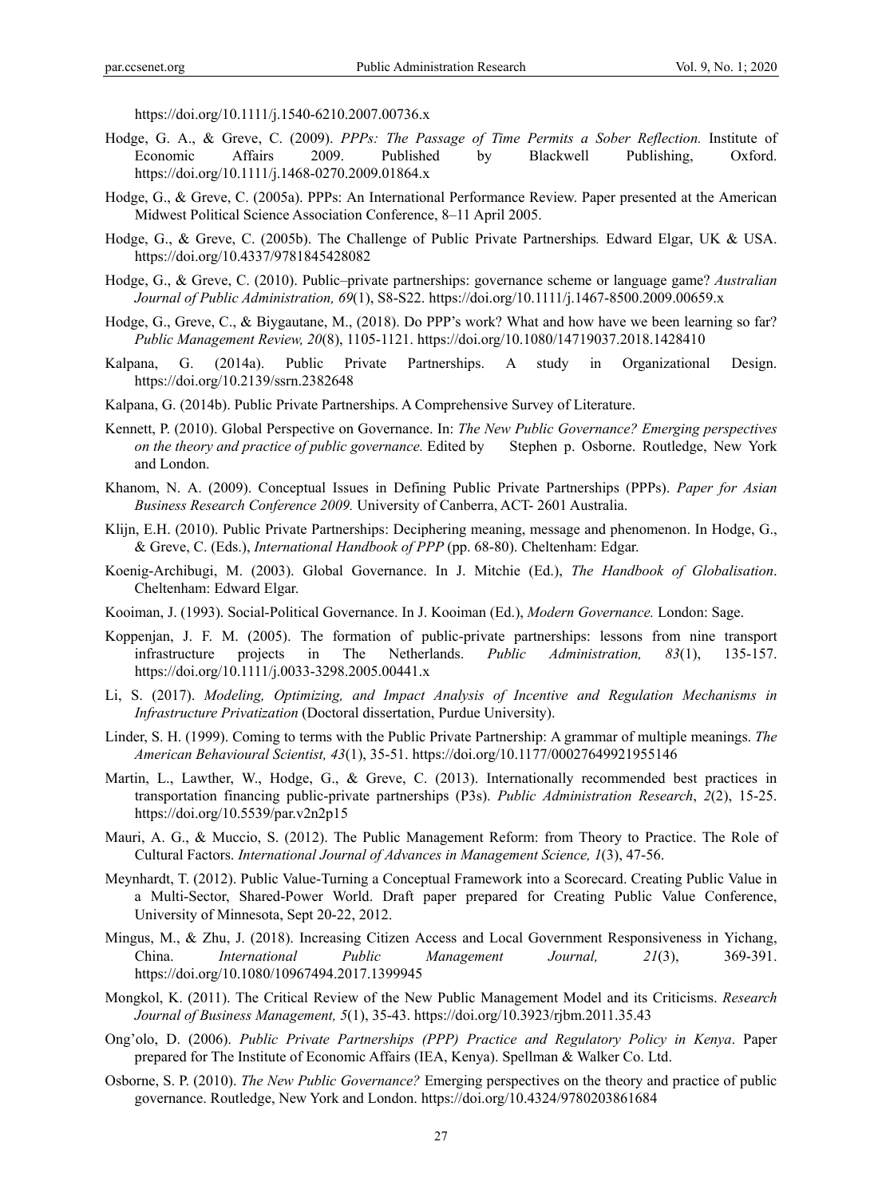https://doi.org/10.1111/j.1540-6210.2007.00736.x

Hodge, G. A., & Greve, C. (2009). *PPPs: The Passage of Time Permits a Sober Reflection.* Institute of Economic Affairs 2009. Published by Blackwell Publishing, Oxford. https://doi.org/10.1111/j.1468-0270.2009.01864.x

Hodge, G., & Greve, C. (2005a). PPPs: An International Performance Review. Paper presented at the American Midwest Political Science Association Conference, 8–11 April 2005.

Hodge, G., & Greve, C. (2005b). The Challenge of Public Private Partnerships*.* Edward Elgar, UK & USA. https://doi.org/10.4337/9781845428082

Hodge, G., & Greve, C. (2010). Public–private partnerships: governance scheme or language game? *Australian Journal of Public Administration, 69*(1), S8-S22. https://doi.org/10.1111/j.1467-8500.2009.00659.x

Hodge, G., Greve, C., & Biygautane, M., (2018). Do PPP's work? What and how have we been learning so far? *Public Management Review, 20*(8), 1105-1121. https://doi.org/10.1080/14719037.2018.1428410

Kalpana, G. (2014a). Public Private Partnerships. A study in Organizational Design. https://doi.org/10.2139/ssrn.2382648

Kalpana, G. (2014b). Public Private Partnerships. A Comprehensive Survey of Literature.

Kennett, P. (2010). Global Perspective on Governance. In: *The New Public Governance? Emerging perspectives on the theory and practice of public governance.* Edited by Stephen p. Osborne. Routledge, New York and London.

Khanom, N. A. (2009). Conceptual Issues in Defining Public Private Partnerships (PPPs). *Paper for Asian Business Research Conference 2009.* University of Canberra, ACT- 2601 Australia.

Klijn, E.H. (2010). Public Private Partnerships: Deciphering meaning, message and phenomenon. In Hodge, G., & Greve, C. (Eds.), *International Handbook of PPP* (pp. 68-80). Cheltenham: Edgar.

Koenig-Archibugi, M. (2003). Global Governance. In J. Mitchie (Ed.), *The Handbook of Globalisation*. Cheltenham: Edward Elgar.

Kooiman, J. (1993). Social-Political Governance. In J. Kooiman (Ed.), *Modern Governance.* London: Sage.

Koppenjan, J. F. M. (2005). The formation of public-private partnerships: lessons from nine transport infrastructure projects in The Netherlands. *Public Administration, 83*(1), 135-157. https://doi.org/10.1111/j.0033-3298.2005.00441.x

Li, S. (2017). *Modeling, Optimizing, and Impact Analysis of Incentive and Regulation Mechanisms in Infrastructure Privatization* (Doctoral dissertation, Purdue University).

Linder, S. H. (1999). Coming to terms with the Public Private Partnership: A grammar of multiple meanings. *The American Behavioural Scientist, 43*(1), 35-51. https://doi.org/10.1177/00027649921955146

Martin, L., Lawther, W., Hodge, G., & Greve, C. (2013). Internationally recommended best practices in transportation financing public-private partnerships (P3s). *Public Administration Research*, *2*(2), 15-25. https://doi.org/10.5539/par.v2n2p15

Mauri, A. G., & Muccio, S. (2012). The Public Management Reform: from Theory to Practice. The Role of Cultural Factors. *International Journal of Advances in Management Science, 1*(3), 47-56.

Meynhardt, T. (2012). Public Value-Turning a Conceptual Framework into a Scorecard. Creating Public Value in a Multi-Sector, Shared-Power World. Draft paper prepared for Creating Public Value Conference, University of Minnesota, Sept 20-22, 2012.

Mingus, M., & Zhu, J. (2018). Increasing Citizen Access and Local Government Responsiveness in Yichang, China. *International Public Management Journal, 21*(3), 369-391. https://doi.org/10.1080/10967494.2017.1399945

Mongkol, K. (2011). The Critical Review of the New Public Management Model and its Criticisms. *Research Journal of Business Management, 5*(1), 35-43. https://doi.org/10.3923/rjbm.2011.35.43

Ong'olo, D. (2006). *Public Private Partnerships (PPP) Practice and Regulatory Policy in Kenya*. Paper prepared for The Institute of Economic Affairs (IEA, Kenya). Spellman & Walker Co. Ltd.

Osborne, S. P. (2010). *The New Public Governance?* Emerging perspectives on the theory and practice of public governance. Routledge, New York and London. https://doi.org/10.4324/9780203861684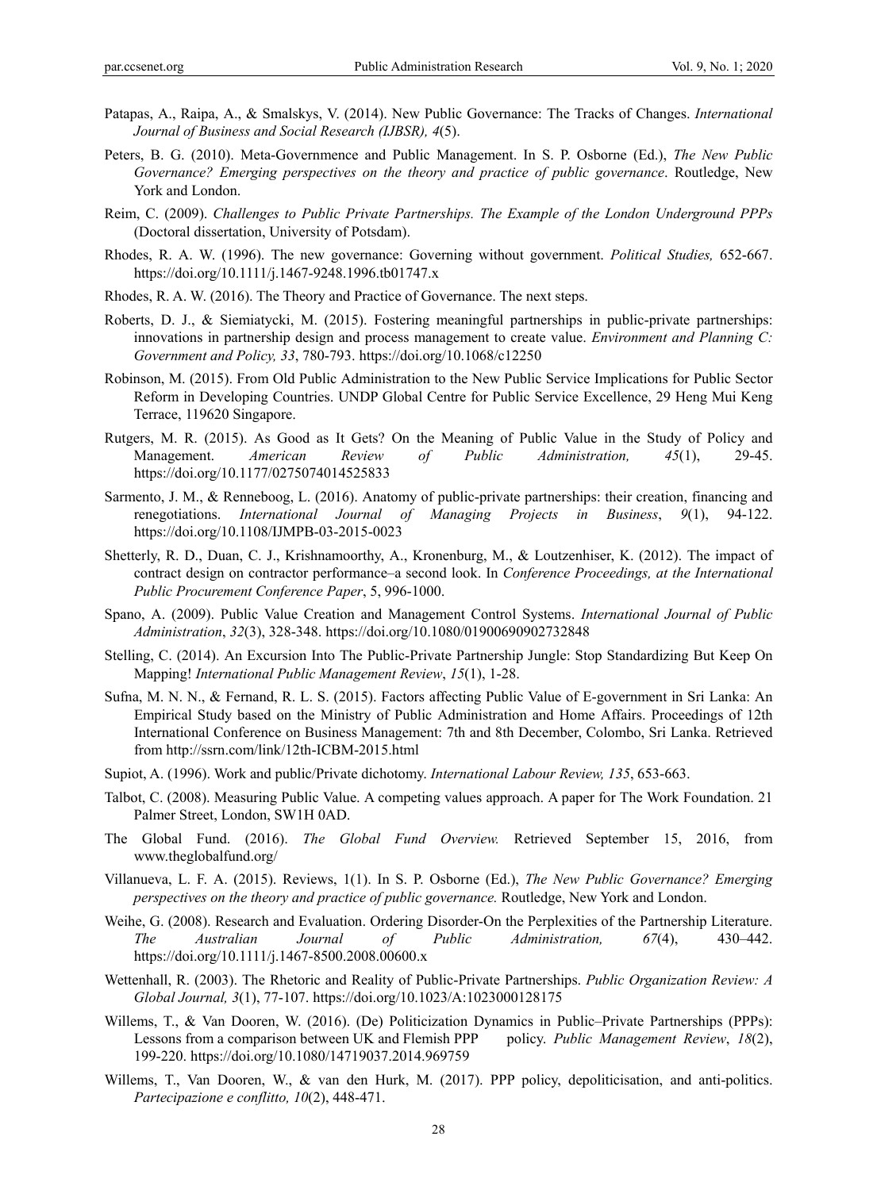Patapas, A., Raipa, A., & Smalskys, V. (2014). New Public Governance: The Tracks of Changes. *International Journal of Business and Social Research (IJBSR), 4*(5).

Peters, B. G. (2010). Meta-Governmence and Public Management. In S. P. Osborne (Ed.), *The New Public Governance? Emerging perspectives on the theory and practice of public governance*. Routledge, New York and London.

Reim, C. (2009). *Challenges to Public Private Partnerships. The Example of the London Underground PPPs* (Doctoral dissertation, University of Potsdam).

Rhodes, R. A. W. (1996). The new governance: Governing without government. *Political Studies,* 652-667. https://doi.org/10.1111/j.1467-9248.1996.tb01747.x

Rhodes, R. A. W. (2016). The Theory and Practice of Governance. The next steps.

Roberts, D. J., & Siemiatycki, M. (2015). Fostering meaningful partnerships in public-private partnerships: innovations in partnership design and process management to create value. *Environment and Planning C: Government and Policy, 33*, 780-793. https://doi.org/10.1068/c12250

Robinson, M. (2015). From Old Public Administration to the New Public Service Implications for Public Sector Reform in Developing Countries. UNDP Global Centre for Public Service Excellence, 29 Heng Mui Keng Terrace, 119620 Singapore.

Rutgers, M. R. (2015). As Good as It Gets? On the Meaning of Public Value in the Study of Policy and Management. *American Review of Public Administration, 45*(1), 29-45. https://doi.org/10.1177/0275074014525833

Sarmento, J. M., & Renneboog, L. (2016). Anatomy of public-private partnerships: their creation, financing and renegotiations. *International Journal of Managing Projects in Business*, *9*(1), 94-122. https://doi.org/10.1108/IJMPB-03-2015-0023

Shetterly, R. D., Duan, C. J., Krishnamoorthy, A., Kronenburg, M., & Loutzenhiser, K. (2012). The impact of contract design on contractor performance–a second look. In *Conference Proceedings, at the International Public Procurement Conference Paper*, 5, 996-1000.

Spano, A. (2009). Public Value Creation and Management Control Systems. *International Journal of Public Administration*, *32*(3), 328-348. https://doi.org/10.1080/01900690902732848

Stelling, C. (2014). An Excursion Into The Public-Private Partnership Jungle: Stop Standardizing But Keep On Mapping! *International Public Management Review*, *15*(1), 1-28.

Sufna, M. N. N., & Fernand, R. L. S. (2015). Factors affecting Public Value of E-government in Sri Lanka: An Empirical Study based on the Ministry of Public Administration and Home Affairs. Proceedings of 12th International Conference on Business Management: 7th and 8th December, Colombo, Sri Lanka. Retrieved from http://ssrn.com/link/12th-ICBM-2015.html

Supiot, A. (1996). Work and public/Private dichotomy. *International Labour Review, 135*, 653-663.

Talbot, C. (2008). Measuring Public Value. A competing values approach. A paper for The Work Foundation. 21 Palmer Street, London, SW1H 0AD.

The Global Fund. (2016). *The Global Fund Overview.* Retrieved September 15, 2016, from www.theglobalfund.org/

Villanueva, L. F. A. (2015). Reviews, 1(1). In S. P. Osborne (Ed.), *The New Public Governance? Emerging perspectives on the theory and practice of public governance.* Routledge, New York and London.

Weihe, G. (2008). Research and Evaluation. Ordering Disorder-On the Perplexities of the Partnership Literature. *The Australian Journal of Public Administration, 67*(4), 430–442. https://doi.org/10.1111/j.1467-8500.2008.00600.x

Wettenhall, R. (2003). The Rhetoric and Reality of Public-Private Partnerships. *Public Organization Review: A Global Journal, 3*(1), 77-107. https://doi.org/10.1023/A:1023000128175

Willems, T., & Van Dooren, W. (2016). (De) Politicization Dynamics in Public–Private Partnerships (PPPs): Lessons from a comparison between UK and Flemish PPP policy. *Public Management Review*, *18*(2), 199-220. https://doi.org/10.1080/14719037.2014.969759

Willems, T., Van Dooren, W., & van den Hurk, M. (2017). PPP policy, depoliticisation, and anti-politics. *Partecipazione e conflitto, 10*(2), 448-471.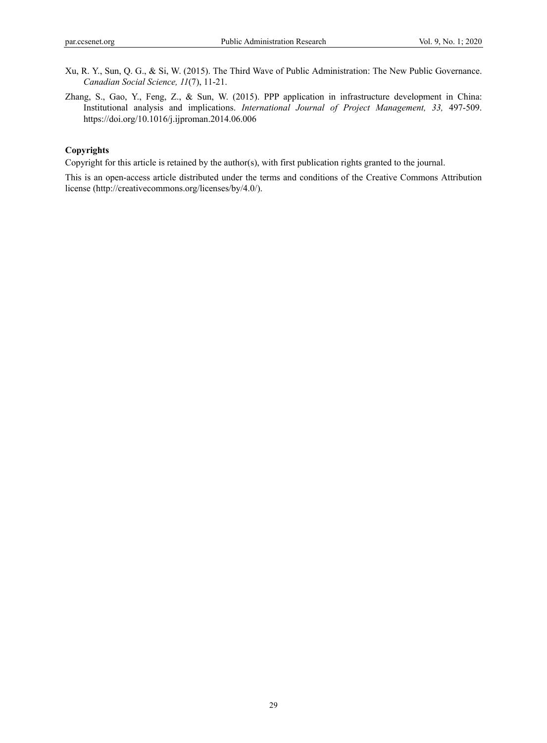Xu, R. Y., Sun, Q. G., & Si, W. (2015). The Third Wave of Public Administration: The New Public Governance. *Canadian Social Science, 11*(7), 11-21.

Zhang, S., Gao, Y., Feng, Z., & Sun, W. (2015). PPP application in infrastructure development in China: Institutional analysis and implications. *International Journal of Project Management, 33,* 497-509. https://doi.org/10.1016/j.ijproman.2014.06.006

**Copyrights**

Copyright for this article is retained by the author(s), with first publication rights granted to the journal.

This is an open-access article distributed under the terms and conditions of the Creative Commons Attribution license (http://creativecommons.org/licenses/by/4.0/).